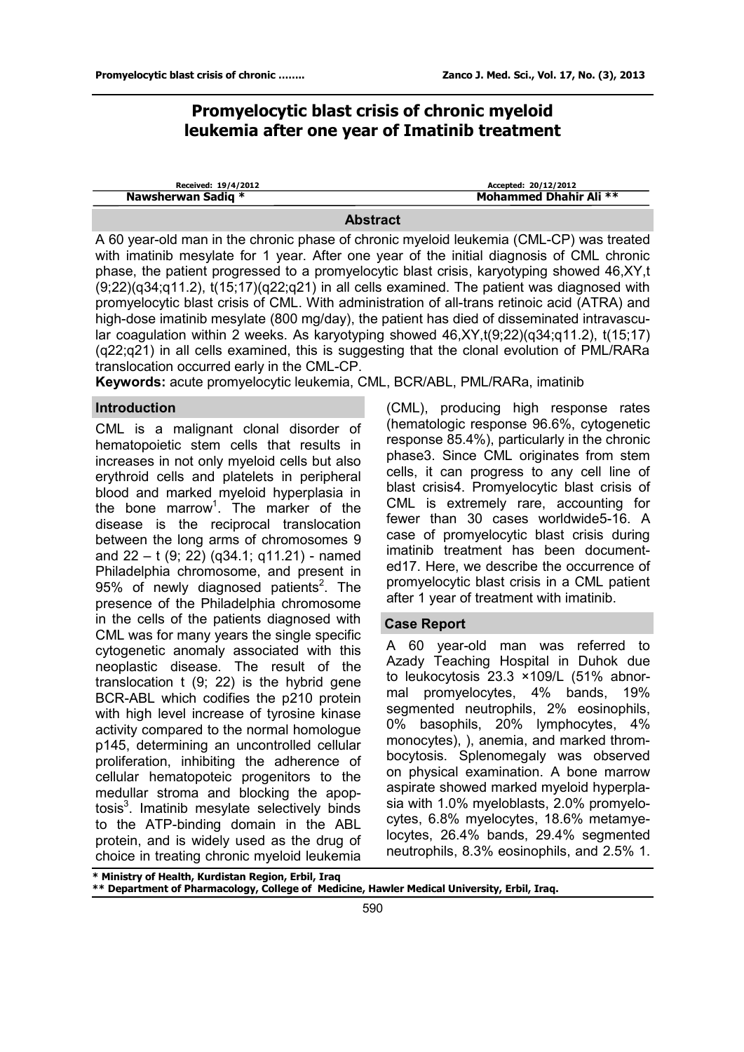# Promyelocytic blast crisis of chronic myeloid leukemia after one year of Imatinib treatment

Received: 19/4/2012 Accepted: 20/12/2012

**Nawsherwan Sadiq *** **Mohammed Dhahir Ali ****

## Abstract

A 60 year-old man in the chronic phase of chronic myeloid leukemia (CML-CP) was treated with imatinib mesylate for 1 year. After one year of the initial diagnosis of CML chronic phase, the patient progressed to a promyelocytic blast crisis, karyotyping showed 46,XY,t(9;22)(q34;q11.2), t(15;17)(q22;q21) in all cells examined. The patient was diagnosed with promyelocytic blast crisis of CML. With administration of all-trans retinoic acid (ATRA) and high-dose imatinib mesylate (800 mg/day), the patient has died of disseminated intravascular coagulation within 2 weeks. As karyotyping showed 46,XY,t(9;22)(q34;q11.2), t(15;17)(q22;q21) in all cells examined, this is suggesting that the clonal evolution of PML/RARa translocation occurred early in the CML-CP.

**Keywords:** acute promyelocytic leukemia, CML, BCR/ABL, PML/RARa, imatinib

## Introduction

CML is a malignant clonal disorder of hematopoietic stem cells that results in increases in not only myeloid cells but also erythroid cells and platelets in peripheral blood and marked myeloid hyperplasia in the bone marrow[1]. The marker of the disease is the reciprocal translocation between the long arms of chromosomes 9 and 22 – t (9; 22) (q34.1; q11.21) - named Philadelphia chromosome, and present in 95% of newly diagnosed patients[2]. The presence of the Philadelphia chromosome in the cells of the patients diagnosed with CML was for many years the single specific cytogenetic anomaly associated with this neoplastic disease. The result of the translocation t (9; 22) is the hybrid gene BCR-ABL which codifies the p210 protein with high level increase of tyrosine kinase activity compared to the normal homologue p145, determining an uncontrolled cellular proliferation, inhibiting the adherence of cellular hematopoteic progenitors to the medullar stroma and blocking the apoptosis[3]. Imatinib mesylate selectively binds to the ATP-binding domain in the ABL protein, and is widely used as the drug of choice in treating chronic myeloid leukemia (CML), producing high response rates (hematologic response 96.6%, cytogenetic response 85.4%), particularly in the chronic phase3. Since CML originates from stem cells, it can progress to any cell line of blast crisis4. Promyelocytic blast crisis of CML is extremely rare, accounting for fewer than 30 cases worldwide5-16. A case of promyelocytic blast crisis during imatinib treatment has been documented17. Here, we describe the occurrence of promyelocytic blast crisis in a CML patient after 1 year of treatment with imatinib.

## Case Report

A 60 year-old man was referred to Azady Teaching Hospital in Duhok due to leukocytosis 23.3 ×109/L (51% abnormal promyelocytes, 4% bands, 19% segmented neutrophils, 2% eosinophils, 0% basophils, 20% lymphocytes, 4% monocytes), ), anemia, and marked thrombocytosis. Splenomegaly was observed on physical examination. A bone marrow aspirate showed marked myeloid hyperplasia with 1.0% myeloblasts, 2.0% promyelocytes, 6.8% myelocytes, 18.6% metamyelocytes, 26.4% bands, 29.4% segmented neutrophils, 8.3% eosinophils, and 2.5% 1.

\* Ministry of Health, Kurdistan Region, Erbil, Iraq

\*\* Department of Pharmacology, College of Medicine, Hawler Medical University, Erbil, Iraq.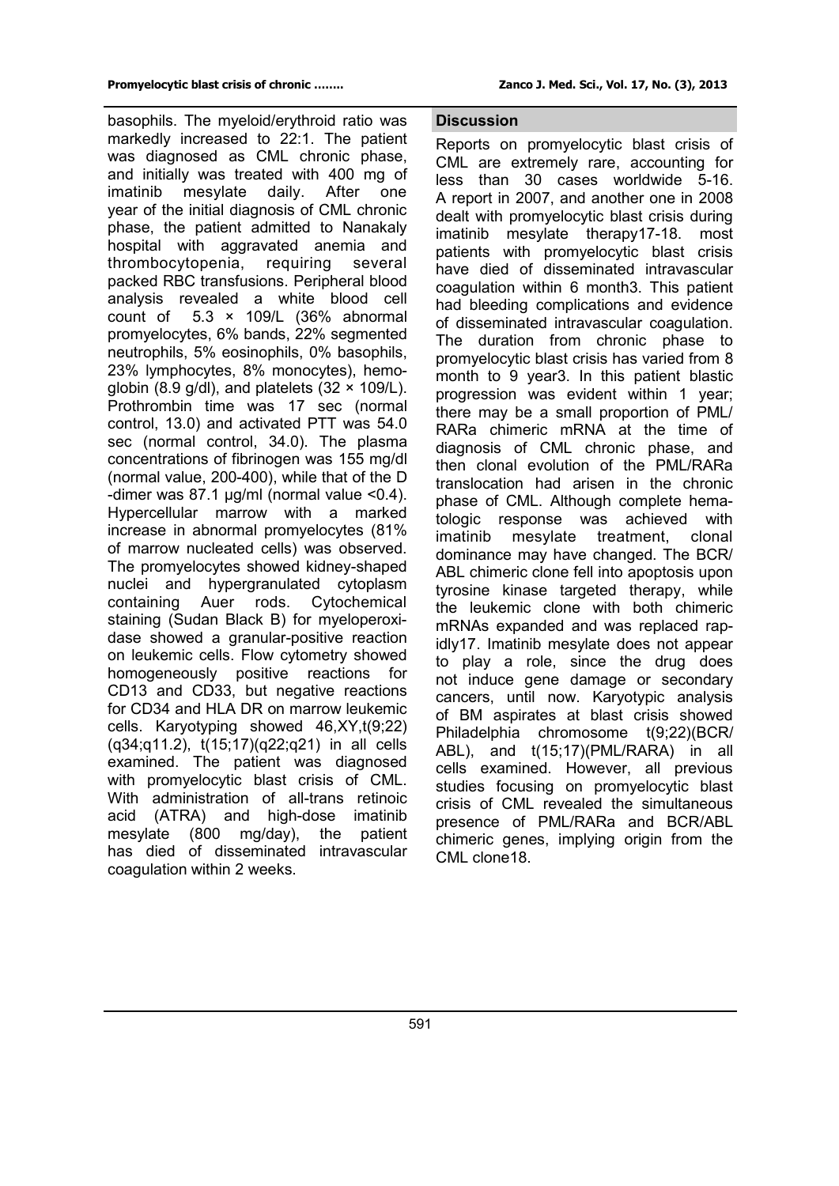basophils. The myeloid/erythroid ratio was markedly increased to 22:1. The patient was diagnosed as CML chronic phase, and initially was treated with 400 mg of imatinib mesylate daily. After one year of the initial diagnosis of CML chronic phase, the patient admitted to Nanakaly hospital with aggravated anemia and thrombocytopenia, requiring several packed RBC transfusions. Peripheral blood analysis revealed a white blood cell count of 5.3 × 109/L (36% abnormal promyelocytes, 6% bands, 22% segmented neutrophils, 5% eosinophils, 0% basophils, 23% lymphocytes, 8% monocytes), hemoglobin (8.9 g/dl), and platelets (32 × 109/L). Prothrombin time was 17 sec (normal control, 13.0) and activated PTT was 54.0 sec (normal control, 34.0). The plasma concentrations of fibrinogen was 155 mg/dl (normal value, 200-400), while that of the D -dimer was 87.1 μg/ml (normal value <0.4). Hypercellular marrow with a marked increase in abnormal promyelocytes (81% of marrow nucleated cells) was observed. The promyelocytes showed kidney-shaped nuclei and hypergranulated cytoplasm containing Auer rods. Cytochemical staining (Sudan Black B) for myeloperoxidase showed a granular-positive reaction on leukemic cells. Flow cytometry showed homogeneously positive reactions for CD13 and CD33, but negative reactions for CD34 and HLA DR on marrow leukemic cells. Karyotyping showed 46,XY,t(9;22)(q34;q11.2), t(15;17)(q22;q21) in all cells examined. The patient was diagnosed with promyelocytic blast crisis of CML. With administration of all-trans retinoic acid (ATRA) and high-dose imatinib mesylate (800 mg/day), the patient has died of disseminated intravascular coagulation within 2 weeks.

## Discussion

Reports on promyelocytic blast crisis of CML are extremely rare, accounting for less than 30 cases worldwide 5-16. A report in 2007, and another one in 2008 dealt with promyelocytic blast crisis during imatinib mesylate therapy17-18. most patients with promyelocytic blast crisis have died of disseminated intravascular coagulation within 6 month3. This patient had bleeding complications and evidence of disseminated intravascular coagulation. The duration from chronic phase to promyelocytic blast crisis has varied from 8 month to 9 year3. In this patient blastic progression was evident within 1 year; there may be a small proportion of PML/RARa chimeric mRNA at the time of diagnosis of CML chronic phase, and then clonal evolution of the PML/RARa translocation had arisen in the chronic phase of CML. Although complete hematologic response was achieved with imatinib mesylate treatment, clonal dominance may have changed. The BCR/ABL chimeric clone fell into apoptosis upon tyrosine kinase targeted therapy, while the leukemic clone with both chimeric mRNAs expanded and was replaced rapidly17. Imatinib mesylate does not appear to play a role, since the drug does not induce gene damage or secondary cancers, until now. Karyotypic analysis of BM aspirates at blast crisis showed Philadelphia chromosome t(9;22)(BCR/ABL), and t(15;17)(PML/RARA) in all cells examined. However, all previous studies focusing on promyelocytic blast crisis of CML revealed the simultaneous presence of PML/RARa and BCR/ABL chimeric genes, implying origin from the CML clone18.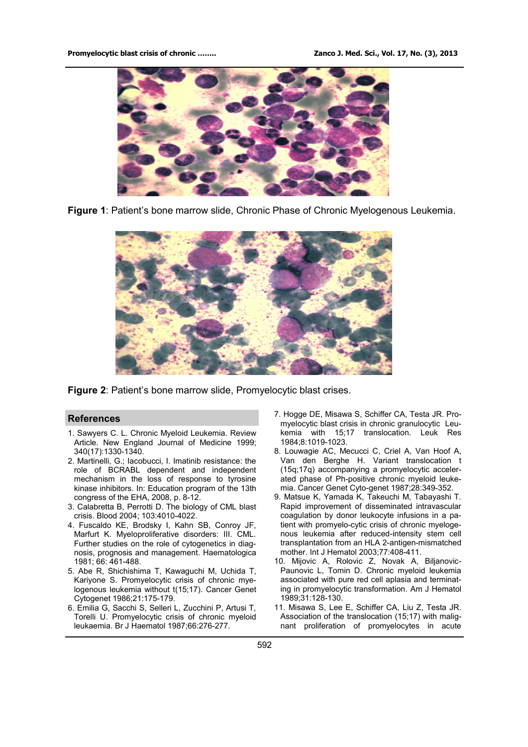**Figure 1**: Patient's bone marrow slide, Chronic Phase of Chronic Myelogenous Leukemia.

**Figure 2**: Patient's bone marrow slide, Promyelocytic blast crises.

## References

1. Sawyers C. L. Chronic Myeloid Leukemia. Review Article. New England Journal of Medicine 1999; 340(17):1330-1340.
2. Martinelli, G.; Iacobucci, I. Imatinib resistance: the role of BCRABL dependent and independent mechanism in the loss of response to tyrosine kinase inhibitors. In: Education program of the 13th congress of the EHA, 2008, p. 8-12.
3. Calabretta B, Perrotti D. The biology of CML blast crisis. Blood 2004; 103:4010-4022.
4. Fuscaldo KE, Brodsky I, Kahn SB, Conroy JF, Marfurt K. Myeloproliferative disorders: III. CML. Further studies on the role of cytogenetics in diagnosis, prognosis and management. Haematologica 1981; 66: 461-488.
5. Abe R, Shichishima T, Kawaguchi M, Uchida T, Kariyone S. Promyelocytic crisis of chronic myelogenous leukemia without t(15;17). Cancer Genet Cytogenet 1986;21:175-179.
6. Emilia G, Sacchi S, Selleri L, Zucchini P, Artusi T, Torelli U. Promyelocytic crisis of chronic myeloid leukaemia. Br J Haematol 1987;66:276-277.
7. Hogge DE, Misawa S, Schiffer CA, Testa JR. Promyelocytic blast crisis in chronic granulocytic Leukemia with 15;17 translocation. Leuk Res 1984;8:1019-1023.
8. Louwagie AC, Mecucci C, Criel A, Van Hoof A, Van den Berghe H. Variant translocation t (15q;17q) accompanying a promyelocytic accelerated phase of Ph-positive chronic myeloid leukemia. Cancer Genet Cyto-genet 1987;28:349-352.
9. Matsue K, Yamada K, Takeuchi M, Tabayashi T. Rapid improvement of disseminated intravascular coagulation by donor leukocyte infusions in a patient with promyelo-cytic crisis of chronic myelogenous leukemia after reduced-intensity stem cell transplantation from an HLA 2-antigen-mismatched mother. Int J Hematol 2003;77:408-411.
10. Mijovic A, Rolovic Z, Novak A, Biljanovic-Paunovic L, Tomin D. Chronic myeloid leukemia associated with pure red cell aplasia and terminating in promyelocytic transformation. Am J Hematol 1989;31:128-130.
11. Misawa S, Lee E, Schiffer CA, Liu Z, Testa JR. Association of the translocation (15;17) with malignant proliferation of promyelocytes in acute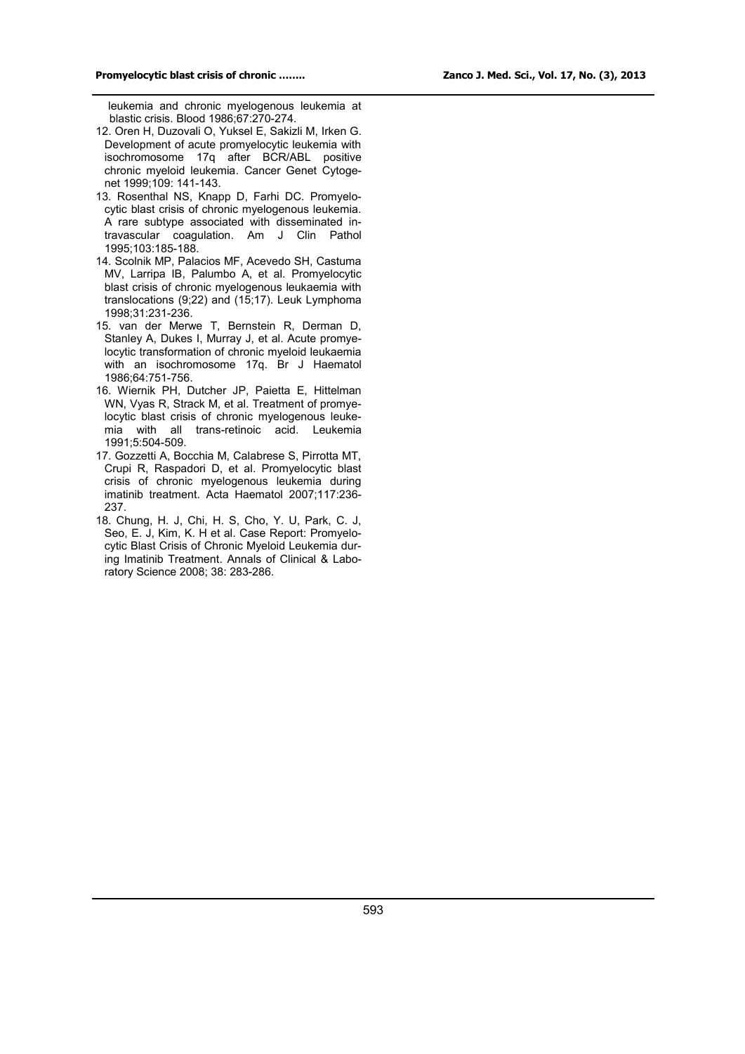leukemia and chronic myelogenous leukemia at blastic crisis. Blood 1986;67:270-274.

12. Oren H, Duzovali O, Yuksel E, Sakizli M, Irken G. Development of acute promyelocytic leukemia with isochromosome 17q after BCR/ABL positive chronic myeloid leukemia. Cancer Genet Cytogenet 1999;109: 141-143.
13. Rosenthal NS, Knapp D, Farhi DC. Promyelocytic blast crisis of chronic myelogenous leukemia. A rare subtype associated with disseminated intravascular coagulation. Am J Clin Pathol 1995;103:185-188.
14. Scolnik MP, Palacios MF, Acevedo SH, Castuma MV, Larripa IB, Palumbo A, et al. Promyelocytic blast crisis of chronic myelogenous leukaemia with translocations (9;22) and (15;17). Leuk Lymphoma 1998;31:231-236.
15. van der Merwe T, Bernstein R, Derman D, Stanley A, Dukes I, Murray J, et al. Acute promyelocytic transformation of chronic myeloid leukaemia with an isochromosome 17q. Br J Haematol 1986;64:751-756.
16. Wiernik PH, Dutcher JP, Paietta E, Hittelman WN, Vyas R, Strack M, et al. Treatment of promyelocytic blast crisis of chronic myelogenous leukemia with all trans-retinoic acid. Leukemia 1991;5:504-509.
17. Gozzetti A, Bocchia M, Calabrese S, Pirrotta MT, Crupi R, Raspadori D, et al. Promyelocytic blast crisis of chronic myelogenous leukemia during imatinib treatment. Acta Haematol 2007;117:236-237.
18. Chung, H. J, Chi, H. S, Cho, Y. U, Park, C. J, Seo, E. J, Kim, K. H et al. Case Report: Promyelocytic Blast Crisis of Chronic Myeloid Leukemia during Imatinib Treatment. Annals of Clinical & Laboratory Science 2008; 38: 283-286.